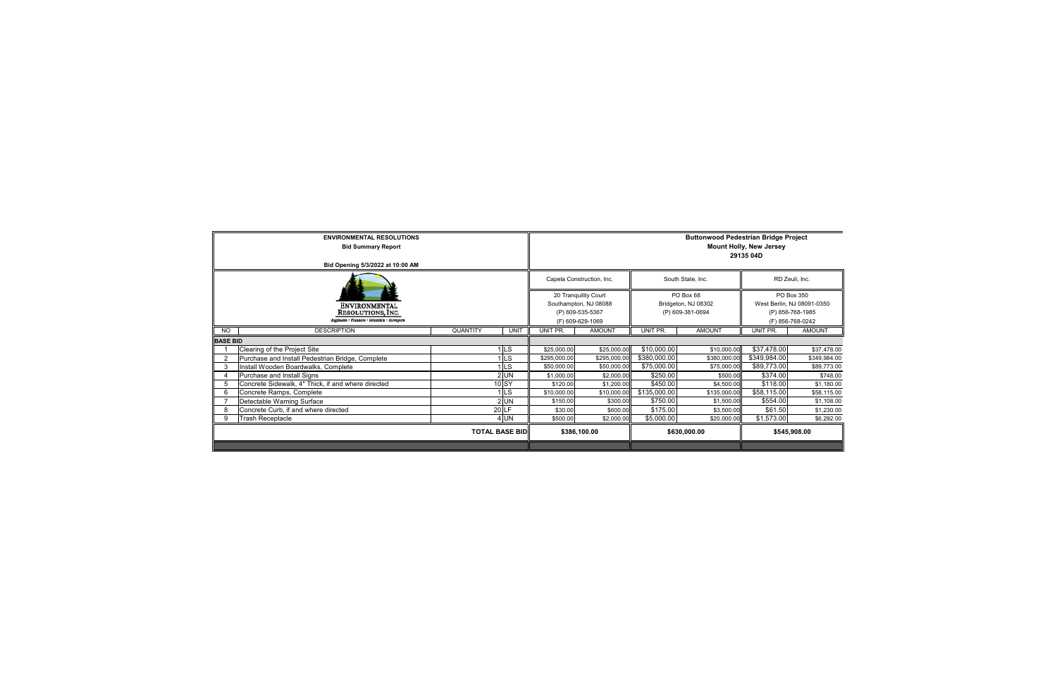**ENVIRONMENTAL RESOLUTIONS**

**Bid Summary Report**

**Bid Opening 5/3/2022 at 10:00 AM**

ENVIRONMENTAL RESOLUTIONS, INC.
Engineers • Planners • Scientists • Surveyors

**Buttonwood Pedestrian Bridge Project**
**Mount Holly, New Jersey**
**29135 04D**

| | | | | Capela Construction, Inc. | | South State, Inc. | | RD Zeuli, Inc. | |
|---|---|---|---|---|---|---|---|---|---|
| | | | | 20 Tranquility Court<br>Southampton, NJ 08088<br>(P) 609-535-5367<br>(F) 609-629-1069 | | PO Box 68<br>Bridgeton, NJ 08302<br>(P) 609-381-0694 | | PO Box 350<br>West Berlin, NJ 08091-0350<br>(P) 856-768-1985<br>(F) 856-768-0242 | |
| NO | DESCRIPTION | QUANTITY | UNIT | UNIT PR. | AMOUNT | UNIT PR. | AMOUNT | UNIT PR. | AMOUNT |
| **BASE BID** | | | | | | | | | |
| 1 | Clearing of the Project Site | 1 | LS | $25,000.00 | $25,000.00 | $10,000.00 | $10,000.00 | $37,478.00 | $37,478.00 |
| 2 | Purchase and Install Pedestrian Bridge, Complete | 1 | LS | $295,000.00 | $295,000.00 | $380,000.00 | $380,000.00 | $349,984.00 | $349,984.00 |
| 3 | Install Wooden Boardwalks, Complete | 1 | LS | $50,000.00 | $50,000.00 | $75,000.00 | $75,000.00 | $89,773.00 | $89,773.00 |
| 4 | Purchase and Install Signs | 2 | UN | $1,000.00 | $2,000.00 | $250.00 | $500.00 | $374.00 | $748.00 |
| 5 | Concrete Sidewalk, 4" Thick, if and where directed | 10 | SY | $120.00 | $1,200.00 | $450.00 | $4,500.00 | $118.00 | $1,180.00 |
| 6 | Concrete Ramps, Complete | 1 | LS | $10,000.00 | $10,000.00 | $135,000.00 | $135,000.00 | $58,115.00 | $58,115.00 |
| 7 | Detectable Warning Surface | 2 | UN | $150.00 | $300.00 | $750.00 | $1,500.00 | $554.00 | $1,108.00 |
| 8 | Concrete Curb, if and where directed | 20 | LF | $30.00 | $600.00 | $175.00 | $3,500.00 | $61.50 | $1,230.00 |
| 9 | Trash Receptacle | 4 | UN | $500.00 | $2,000.00 | $5,000.00 | $20,000.00 | $1,573.00 | $6,292.00 |
| | | | **TOTAL BASE BID** | **$386,100.00** | | **$630,000.00** | | **$545,908.00** | |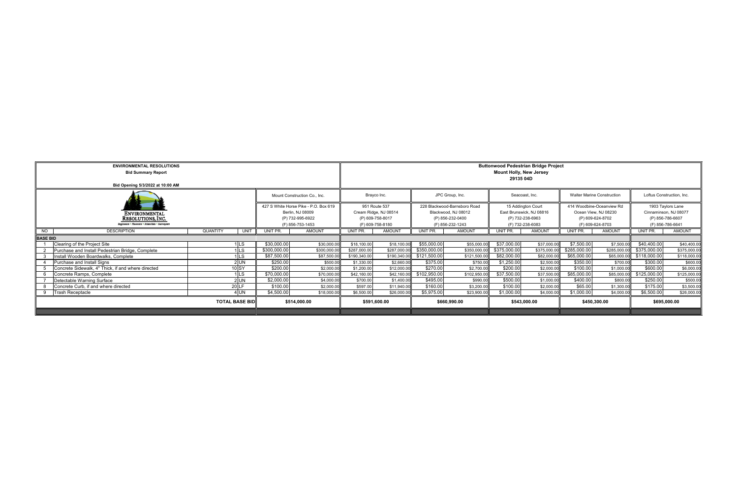**ENVIRONMENTAL RESOLUTIONS**
**Bid Summary Report**

**Bid Opening 5/3/2022 at 10:00 AM**

**Buttonwood Pedestrian Bridge Project**
**Mount Holly, New Jersey**
**29135 04D**

ENVIRONMENTAL RESOLUTIONS, INC.
Engineers • Planners • Scientists • Surveyors

| | | | | Mount Construction Co., Inc. | | Brayco Inc. | | JPC Group, Inc. | | Seacoast, Inc. | | Walter Marine Construction | | Loftus Construction, Inc. | |
|---|---|---|---|---|---|---|---|---|---|---|---|---|---|---|---|
| | | | | 427 S White Horse Pike - P.O. Box 619, Berlin, NJ 08009, (P) 732-995-6922, (F) 856-753-1453 | | 951 Route 537, Cream Ridge, NJ 08514, (P) 609-758-8017, (F) 609-758-8180 | | 228 Blackwood-Barnsboro Road, Blackwood, NJ 08012, (P) 856-232-0400, (F) 856-232-1243 | | 15 Addington Court, East Brunswick, NJ 08816, (P) 732-238-6963, (F) 732-238-6083 | | 414 Woodbine-Oceanview Rd, Ocean View, NJ 08230, (P) 609-624-8702, (F) 609-624-8703 | | 1903 Taylors Lane, Cinnaminson, NJ 08077, (P) 856-786-6607, (F) 856-786-6641 | |
| NO | DESCRIPTION | QUANTITY | UNIT | UNIT PR. | AMOUNT | UNIT PR. | AMOUNT | UNIT PR. | AMOUNT | UNIT PR. | AMOUNT | UNIT PR. | AMOUNT | UNIT PR. | AMOUNT |
| **BASE BID** | | | | | | | | | | | | | | | |
| 1 | Clearing of the Project Site | 1 | LS | $30,000.00 | $30,000.00 | $18,100.00 | $18,100.00 | $55,000.00 | $55,000.00 | $37,000.00 | $37,000.00 | $7,500.00 | $7,500.00 | $40,400.00 | $40,400.00 |
| 2 | Purchase and Install Pedestrian Bridge, Complete | 1 | LS | $300,000.00 | $300,000.00 | $287,000.00 | $287,000.00 | $350,000.00 | $350,000.00 | $375,000.00 | $375,000.00 | $285,000.00 | $285,000.00 | $375,000.00 | $375,000.00 |
| 3 | Install Wooden Boardwalks, Complete | 1 | LS | $87,500.00 | $87,500.00 | $190,340.00 | $190,340.00 | $121,500.00 | $121,500.00 | $82,000.00 | $82,000.00 | $65,000.00 | $65,000.00 | $118,000.00 | $118,000.00 |
| 4 | Purchase and Install Signs | 2 | UN | $250.00 | $500.00 | $1,330.00 | $2,660.00 | $375.00 | $750.00 | $1,250.00 | $2,500.00 | $350.00 | $700.00 | $300.00 | $600.00 |
| 5 | Concrete Sidewalk, 4" Thick, if and where directed | 10 | SY | $200.00 | $2,000.00 | $1,200.00 | $12,000.00 | $270.00 | $2,700.00 | $200.00 | $2,000.00 | $100.00 | $1,000.00 | $600.00 | $6,000.00 |
| 6 | Concrete Ramps, Complete | 1 | LS | $70,000.00 | $70,000.00 | $42,160.00 | $42,160.00 | $102,950.00 | $102,950.00 | $37,500.00 | $37,500.00 | $85,000.00 | $85,000.00 | $125,000.00 | $125,000.00 |
| 7 | Detectable Warning Surface | 2 | UN | $2,000.00 | $4,000.00 | $700.00 | $1,400.00 | $495.00 | $990.00 | $500.00 | $1,000.00 | $400.00 | $800.00 | $250.00 | $500.00 |
| 8 | Concrete Curb, if and where directed | 20 | LF | $100.00 | $2,000.00 | $597.00 | $11,940.00 | $160.00 | $3,200.00 | $100.00 | $2,000.00 | $65.00 | $1,300.00 | $175.00 | $3,500.00 |
| 9 | Trash Receptacle | 4 | UN | $4,500.00 | $18,000.00 | $6,500.00 | $26,000.00 | $5,975.00 | $23,900.00 | $1,000.00 | $4,000.00 | $1,000.00 | $4,000.00 | $6,500.00 | $26,000.00 |
| | | | **TOTAL BASE BID** | **$514,000.00** | | **$591,600.00** | | **$660,990.00** | | **$543,000.00** | | **$450,300.00** | | **$695,000.00** | |